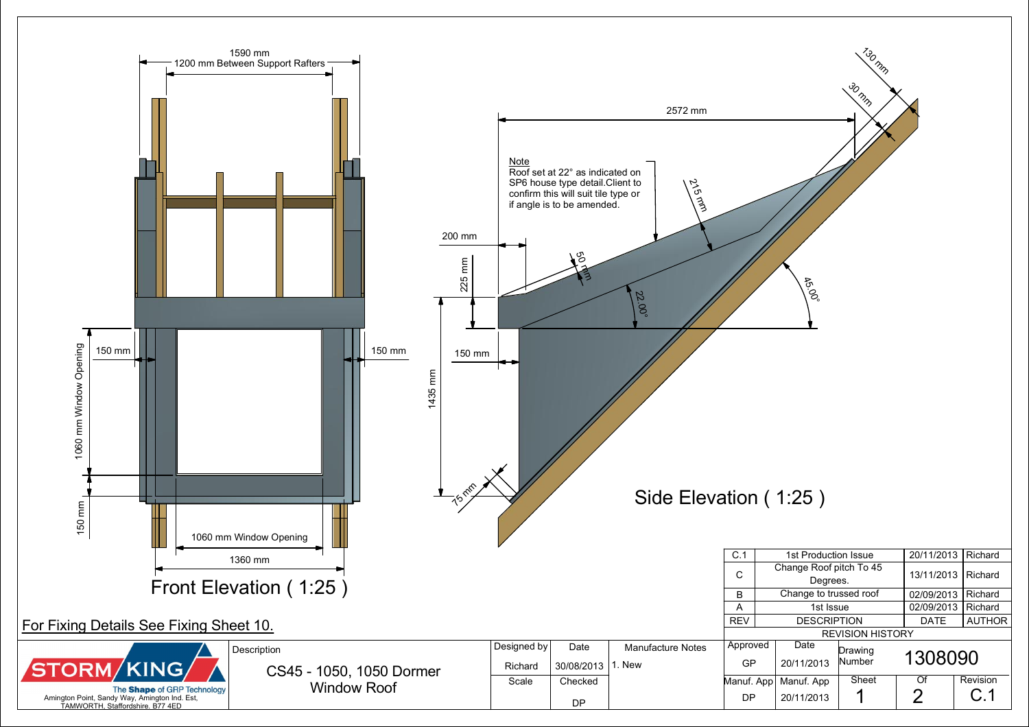1590 mm
1200 mm Between Support Rafters

150 mm
150 mm
1060 mm Window Opening
150 mm
1060 mm Window Opening
1360 mm

Front Elevation ( 1:25 )

130 mm
30 mm
2572 mm

Note
Roof set at 22° as indicated on SP6 house type detail.Client to confirm this will suit tile type or if angle is to be amended.

215 mm
200 mm
225 mm
50 mm
22.00°
45.00°
150 mm
1435 mm
75 mm

Side Elevation ( 1:25 )

For Fixing Details See Fixing Sheet 10.

| REV | DESCRIPTION | DATE | AUTHOR |
|---|---|---|---|
| C.1 | 1st Production Issue | 20/11/2013 | Richard |
| C | Change Roof pitch To 45 Degrees. | 13/11/2013 | Richard |
| B | Change to trussed roof | 02/09/2013 | Richard |
| A | 1st Issue | 02/09/2013 | Richard |

REVISION HISTORY

STORM KING
The Shape of GRP Technology
Amington Point, Sandy Way, Amington Ind. Est, TAMWORTH, Staffordshire. B77 4ED

| Description | Designed by | Date | Manufacture Notes | Approved | Date | Drawing Number | | |
|---|---|---|---|---|---|---|---|---|
| CS45 - 1050, 1050 Dormer Window Roof | Richard | 30/08/2013 | 1. New | GP | 20/11/2013 | 1308090 | | |
| | Scale | Checked | | Manuf. App | Manuf. App | Sheet | Of | Revision |
| | | DP | | DP | 20/11/2013 | 1 | 2 | C.1 |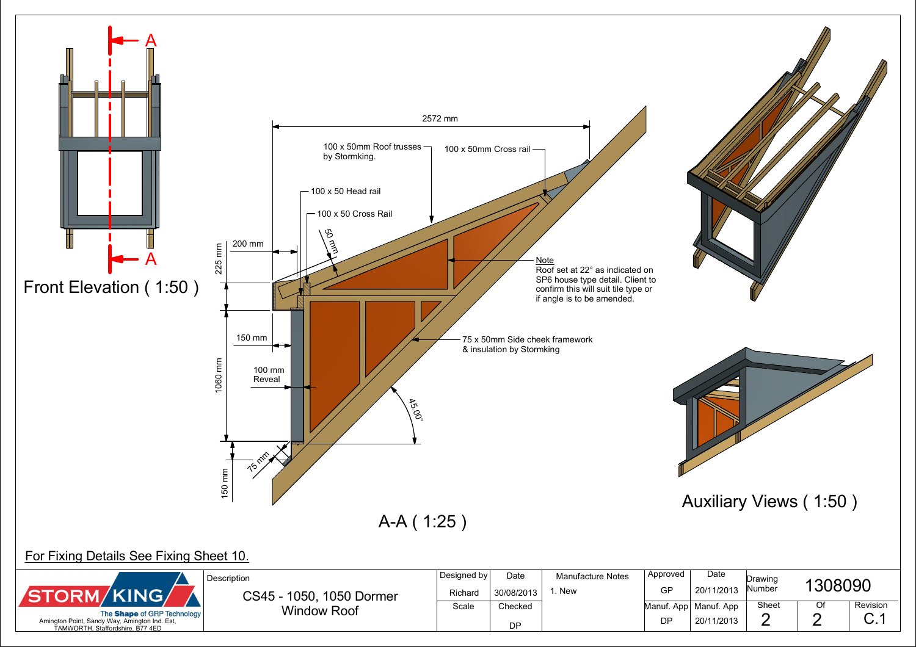A

A

Front Elevation ( 1:50 )

2572 mm

100 x 50mm Roof trusses by Stormking.

100 x 50mm Cross rail

100 x 50 Head rail

100 x 50 Cross Rail

50 mm

200 mm

225 mm

Note
Roof set at 22° as indicated on SP6 house type detail. Client to confirm this will suit tile type or if angle is to be amended.

150 mm

75 x 50mm Side cheek framework & insulation by Stormking

100 mm Reveal

1060 mm

45.00°

75 mm

150 mm

A-A ( 1:25 )

Auxiliary Views ( 1:50 )

For Fixing Details See Fixing Sheet 10.

STORM KING
The Shape of GRP Technology
Amington Point, Sandy Way, Amington Ind. Est, TAMWORTH, Staffordshire. B77 4ED

| Description | Designed by | Date | Manufacture Notes | Approved | Date | Drawing Number | | |
|---|---|---|---|---|---|---|---|---|
| CS45 - 1050, 1050 Dormer Window Roof | Richard | 30/08/2013 | 1. New | GP | 20/11/2013 | 1308090 | | |
| | Scale | Checked | | Manuf. App | Manuf. App | Sheet | Of | Revision |
| | | DP | | DP | 20/11/2013 | 2 | 2 | C.1 |